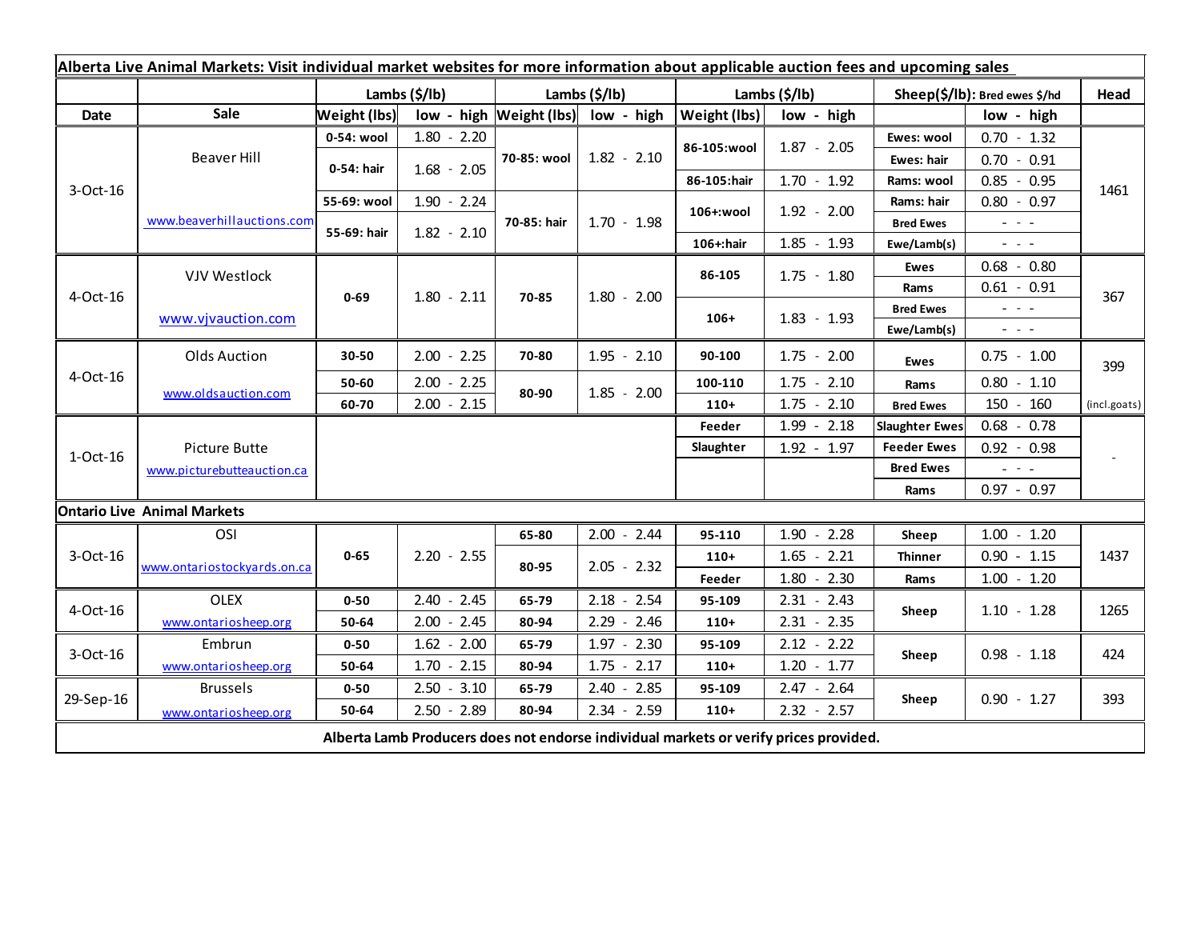| Alberta Live Animal Markets: Visit individual market websites for more information about applicable auction fees and upcoming sales | | | | | | | | | | |
|---|---|---|---|---|---|---|---|---|---|---|
| | | Lambs ($/lb) | | Lambs ($/lb) | | Lambs ($/lb) | | Sheep($/lb): Bred ewes $/hd | | Head |
| Date | Sale | Weight (lbs) | low - high | Weight (lbs) | low - high | Weight (lbs) | low - high | | low - high | |
| 3-Oct-16 | Beaver Hill | 0-54: wool | 1.80 - 2.20 | 70-85: wool | 1.82 - 2.10 | 86-105:wool | 1.87 - 2.05 | Ewes: wool | 0.70 - 1.32 | 1461 |
| | | 0-54: hair | 1.68 - 2.05 | | | | | Ewes: hair | 0.70 - 0.91 | |
| | | | | | | 86-105:hair | 1.70 - 1.92 | Rams: wool | 0.85 - 0.95 | |
| | | 55-69: wool | 1.90 - 2.24 | 70-85: hair | 1.70 - 1.98 | 106+:wool | 1.92 - 2.00 | Rams: hair | 0.80 - 0.97 | |
| | www.beaverhillauctions.com | 55-69: hair | 1.82 - 2.10 | | | | | Bred Ewes | - - - | |
| | | | | | | 106+:hair | 1.85 - 1.93 | Ewe/Lamb(s) | - - - | |
| 4-Oct-16 | VJV Westlock | 0-69 | 1.80 - 2.11 | 70-85 | 1.80 - 2.00 | 86-105 | 1.75 - 1.80 | Ewes | 0.68 - 0.80 | 367 |
| | | | | | | | | Rams | 0.61 - 0.91 | |
| | www.vjvauction.com | | | | | 106+ | 1.83 - 1.93 | Bred Ewes | - - - | |
| | | | | | | | | Ewe/Lamb(s) | - - - | |
| 4-Oct-16 | Olds Auction | 30-50 | 2.00 - 2.25 | 70-80 | 1.95 - 2.10 | 90-100 | 1.75 - 2.00 | Ewes | 0.75 - 1.00 | 399 |
| | | 50-60 | 2.00 - 2.25 | 80-90 | 1.85 - 2.00 | 100-110 | 1.75 - 2.10 | Rams | 0.80 - 1.10 | |
| | www.oldsauction.com | 60-70 | 2.00 - 2.15 | | | 110+ | 1.75 - 2.10 | Bred Ewes | 150 - 160 | (incl.goats) |
| 1-Oct-16 | Picture Butte | | | | | Feeder | 1.99 - 2.18 | Slaughter Ewes | 0.68 - 0.78 | - |
| | www.picturebutteauction.ca | | | | | Slaughter | 1.92 - 1.97 | Feeder Ewes | 0.92 - 0.98 | |
| | | | | | | | | Bred Ewes | - - - | |
| | | | | | | | | Rams | 0.97 - 0.97 | |
| **Ontario Live Animal Markets** | | | | | | | | | | |
| 3-Oct-16 | OSI | 0-65 | 2.20 - 2.55 | 65-80 | 2.00 - 2.44 | 95-110 | 1.90 - 2.28 | Sheep | 1.00 - 1.20 | 1437 |
| | www.ontariostockyards.on.ca | | | 80-95 | 2.05 - 2.32 | 110+ | 1.65 - 2.21 | Thinner | 0.90 - 1.15 | |
| | | | | | | Feeder | 1.80 - 2.30 | Rams | 1.00 - 1.20 | |
| 4-Oct-16 | OLEX | 0-50 | 2.40 - 2.45 | 65-79 | 2.18 - 2.54 | 95-109 | 2.31 - 2.43 | Sheep | 1.10 - 1.28 | 1265 |
| | www.ontariosheep.org | 50-64 | 2.00 - 2.45 | 80-94 | 2.29 - 2.46 | 110+ | 2.31 - 2.35 | | | |
| 3-Oct-16 | Embrun | 0-50 | 1.62 - 2.00 | 65-79 | 1.97 - 2.30 | 95-109 | 2.12 - 2.22 | Sheep | 0.98 - 1.18 | 424 |
| | www.ontariosheep.org | 50-64 | 1.70 - 2.15 | 80-94 | 1.75 - 2.17 | 110+ | 1.20 - 1.77 | | | |
| 29-Sep-16 | Brussels | 0-50 | 2.50 - 3.10 | 65-79 | 2.40 - 2.85 | 95-109 | 2.47 - 2.64 | Sheep | 0.90 - 1.27 | 393 |
| | www.ontariosheep.org | 50-64 | 2.50 - 2.89 | 80-94 | 2.34 - 2.59 | 110+ | 2.32 - 2.57 | | | |

**Alberta Lamb Producers does not endorse individual markets or verify prices provided.**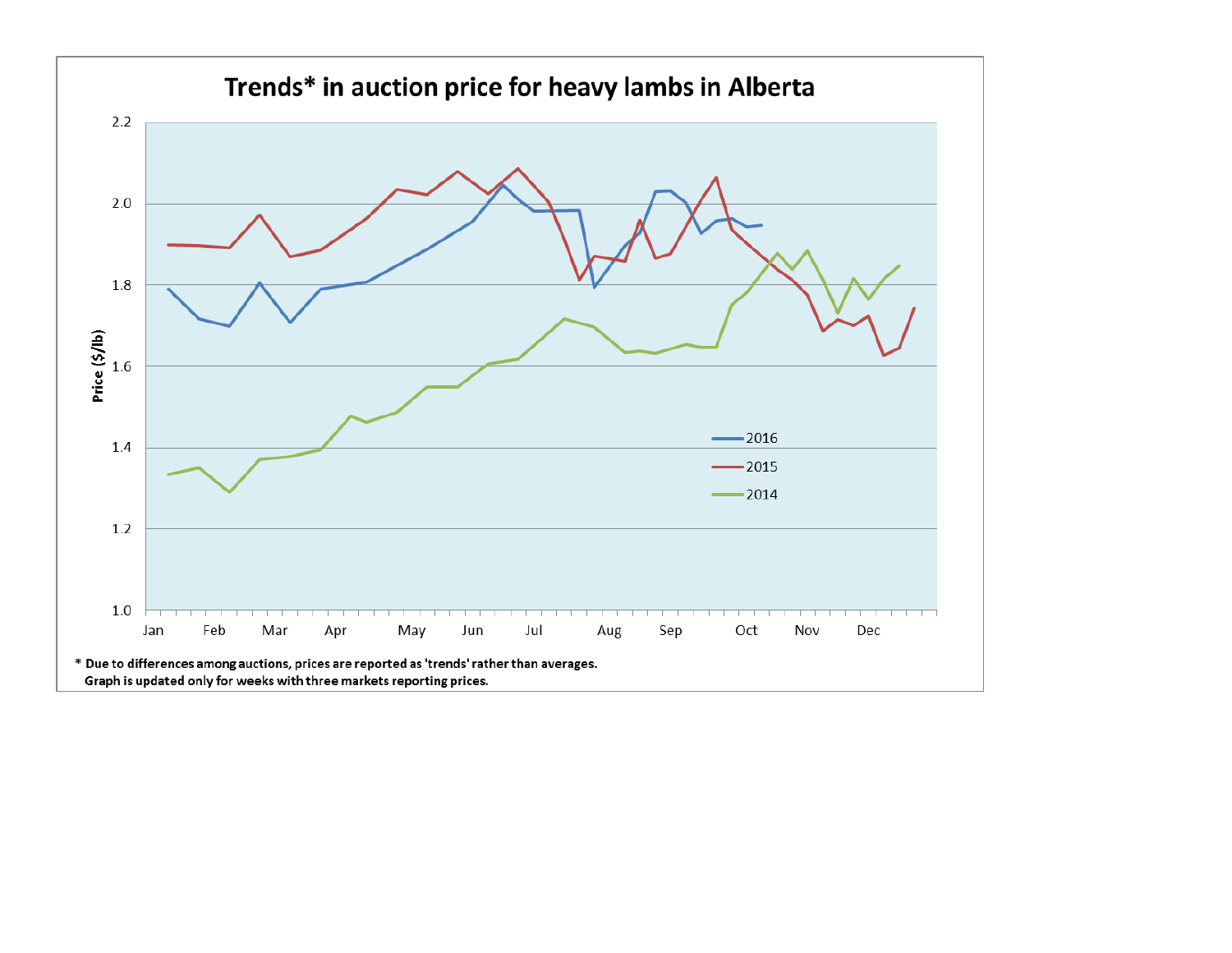# Trends* in auction price for heavy lambs in Alberta

Price ($/lb)

2.2
2.0
1.8
1.6
1.4
1.2
1.0

Jan Feb Mar Apr May Jun Jul Aug Sep Oct Nov Dec

2016
2015
2014

* Due to differences among auctions, prices are reported as 'trends' rather than averages.
Graph is updated only for weeks with three markets reporting prices.